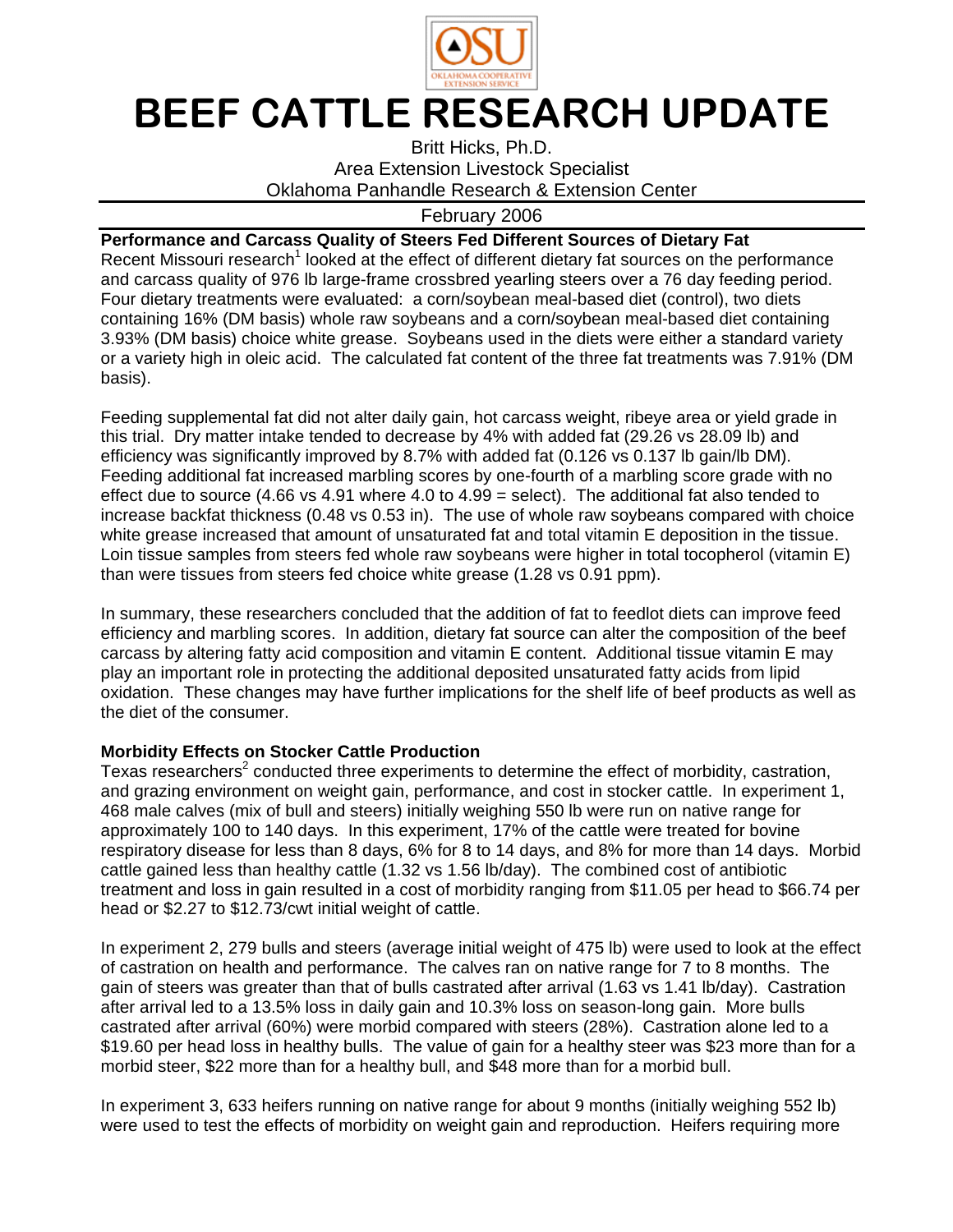# BEEF CATTLE RESEARCH UPDATE

Britt Hicks, Ph.D.
Area Extension Livestock Specialist
Oklahoma Panhandle Research & Extension Center

February 2006

**Performance and Carcass Quality of Steers Fed Different Sources of Dietary Fat**

Recent Missouri research[1] looked at the effect of different dietary fat sources on the performance and carcass quality of 976 lb large-frame crossbred yearling steers over a 76 day feeding period. Four dietary treatments were evaluated: a corn/soybean meal-based diet (control), two diets containing 16% (DM basis) whole raw soybeans and a corn/soybean meal-based diet containing 3.93% (DM basis) choice white grease. Soybeans used in the diets were either a standard variety or a variety high in oleic acid. The calculated fat content of the three fat treatments was 7.91% (DM basis).

Feeding supplemental fat did not alter daily gain, hot carcass weight, ribeye area or yield grade in this trial. Dry matter intake tended to decrease by 4% with added fat (29.26 vs 28.09 lb) and efficiency was significantly improved by 8.7% with added fat (0.126 vs 0.137 lb gain/lb DM). Feeding additional fat increased marbling scores by one-fourth of a marbling score grade with no effect due to source (4.66 vs 4.91 where 4.0 to 4.99 = select). The additional fat also tended to increase backfat thickness (0.48 vs 0.53 in). The use of whole raw soybeans compared with choice white grease increased that amount of unsaturated fat and total vitamin E deposition in the tissue. Loin tissue samples from steers fed whole raw soybeans were higher in total tocopherol (vitamin E) than were tissues from steers fed choice white grease (1.28 vs 0.91 ppm).

In summary, these researchers concluded that the addition of fat to feedlot diets can improve feed efficiency and marbling scores. In addition, dietary fat source can alter the composition of the beef carcass by altering fatty acid composition and vitamin E content. Additional tissue vitamin E may play an important role in protecting the additional deposited unsaturated fatty acids from lipid oxidation. These changes may have further implications for the shelf life of beef products as well as the diet of the consumer.

**Morbidity Effects on Stocker Cattle Production**

Texas researchers[2] conducted three experiments to determine the effect of morbidity, castration, and grazing environment on weight gain, performance, and cost in stocker cattle. In experiment 1, 468 male calves (mix of bull and steers) initially weighing 550 lb were run on native range for approximately 100 to 140 days. In this experiment, 17% of the cattle were treated for bovine respiratory disease for less than 8 days, 6% for 8 to 14 days, and 8% for more than 14 days. Morbid cattle gained less than healthy cattle (1.32 vs 1.56 lb/day). The combined cost of antibiotic treatment and loss in gain resulted in a cost of morbidity ranging from $11.05 per head to $66.74 per head or $2.27 to $12.73/cwt initial weight of cattle.

In experiment 2, 279 bulls and steers (average initial weight of 475 lb) were used to look at the effect of castration on health and performance. The calves ran on native range for 7 to 8 months. The gain of steers was greater than that of bulls castrated after arrival (1.63 vs 1.41 lb/day). Castration after arrival led to a 13.5% loss in daily gain and 10.3% loss on season-long gain. More bulls castrated after arrival (60%) were morbid compared with steers (28%). Castration alone led to a $19.60 per head loss in healthy bulls. The value of gain for a healthy steer was $23 more than for a morbid steer, $22 more than for a healthy bull, and $48 more than for a morbid bull.

In experiment 3, 633 heifers running on native range for about 9 months (initially weighing 552 lb) were used to test the effects of morbidity on weight gain and reproduction. Heifers requiring more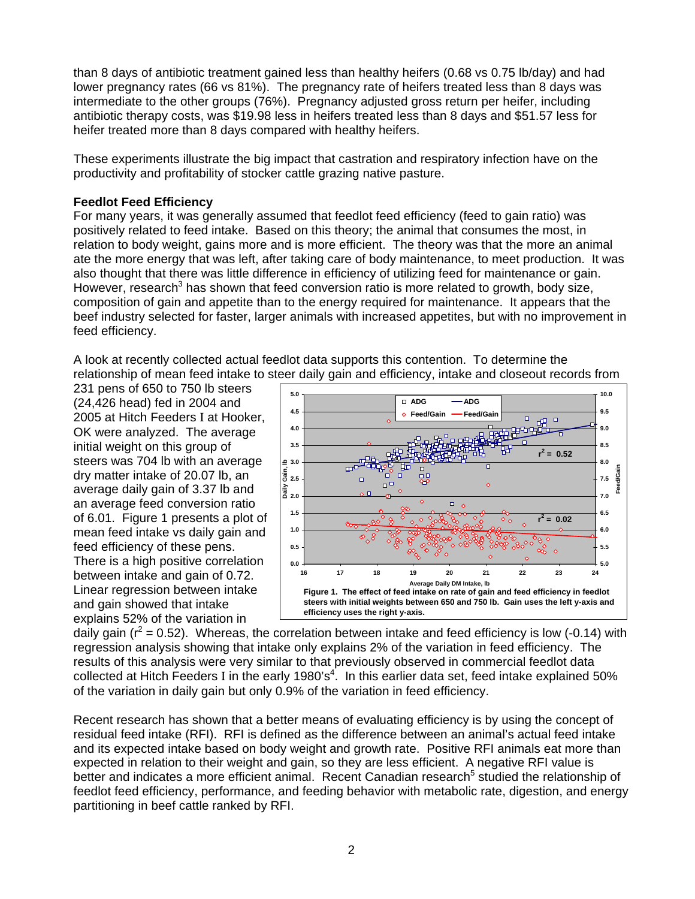than 8 days of antibiotic treatment gained less than healthy heifers (0.68 vs 0.75 lb/day) and had lower pregnancy rates (66 vs 81%). The pregnancy rate of heifers treated less than 8 days was intermediate to the other groups (76%). Pregnancy adjusted gross return per heifer, including antibiotic therapy costs, was $19.98 less in heifers treated less than 8 days and $51.57 less for heifer treated more than 8 days compared with healthy heifers.

These experiments illustrate the big impact that castration and respiratory infection have on the productivity and profitability of stocker cattle grazing native pasture.

**Feedlot Feed Efficiency**

For many years, it was generally assumed that feedlot feed efficiency (feed to gain ratio) was positively related to feed intake. Based on this theory; the animal that consumes the most, in relation to body weight, gains more and is more efficient. The theory was that the more an animal ate the more energy that was left, after taking care of body maintenance, to meet production. It was also thought that there was little difference in efficiency of utilizing feed for maintenance or gain. However, research[3] has shown that feed conversion ratio is more related to growth, body size, composition of gain and appetite than to the energy required for maintenance. It appears that the beef industry selected for faster, larger animals with increased appetites, but with no improvement in feed efficiency.

A look at recently collected actual feedlot data supports this contention. To determine the relationship of mean feed intake to steer daily gain and efficiency, intake and closeout records from 231 pens of 650 to 750 lb steers (24,426 head) fed in 2004 and 2005 at Hitch Feeders I at Hooker, OK were analyzed. The average initial weight on this group of steers was 704 lb with an average dry matter intake of 20.07 lb, an average daily gain of 3.37 lb and an average feed conversion ratio of 6.01. Figure 1 presents a plot of mean feed intake vs daily gain and feed efficiency of these pens. There is a high positive correlation between intake and gain of 0.72. Linear regression between intake and gain showed that intake explains 52% of the variation in daily gain ($r^2 = 0.52$). Whereas, the correlation between intake and feed efficiency is low (-0.14) with regression analysis showing that intake only explains 2% of the variation in feed efficiency. The results of this analysis were very similar to that previously observed in commercial feedlot data collected at Hitch Feeders I in the early 1980's[4]. In this earlier data set, feed intake explained 50% of the variation in daily gain but only 0.9% of the variation in feed efficiency.

**Figure 1. The effect of feed intake on rate of gain and feed efficiency in feedlot steers with initial weights between 650 and 750 lb. Gain uses the left y-axis and efficiency uses the right y-axis.**

Recent research has shown that a better means of evaluating efficiency is by using the concept of residual feed intake (RFI). RFI is defined as the difference between an animal's actual feed intake and its expected intake based on body weight and growth rate. Positive RFI animals eat more than expected in relation to their weight and gain, so they are less efficient. A negative RFI value is better and indicates a more efficient animal. Recent Canadian research[5] studied the relationship of feedlot feed efficiency, performance, and feeding behavior with metabolic rate, digestion, and energy partitioning in beef cattle ranked by RFI.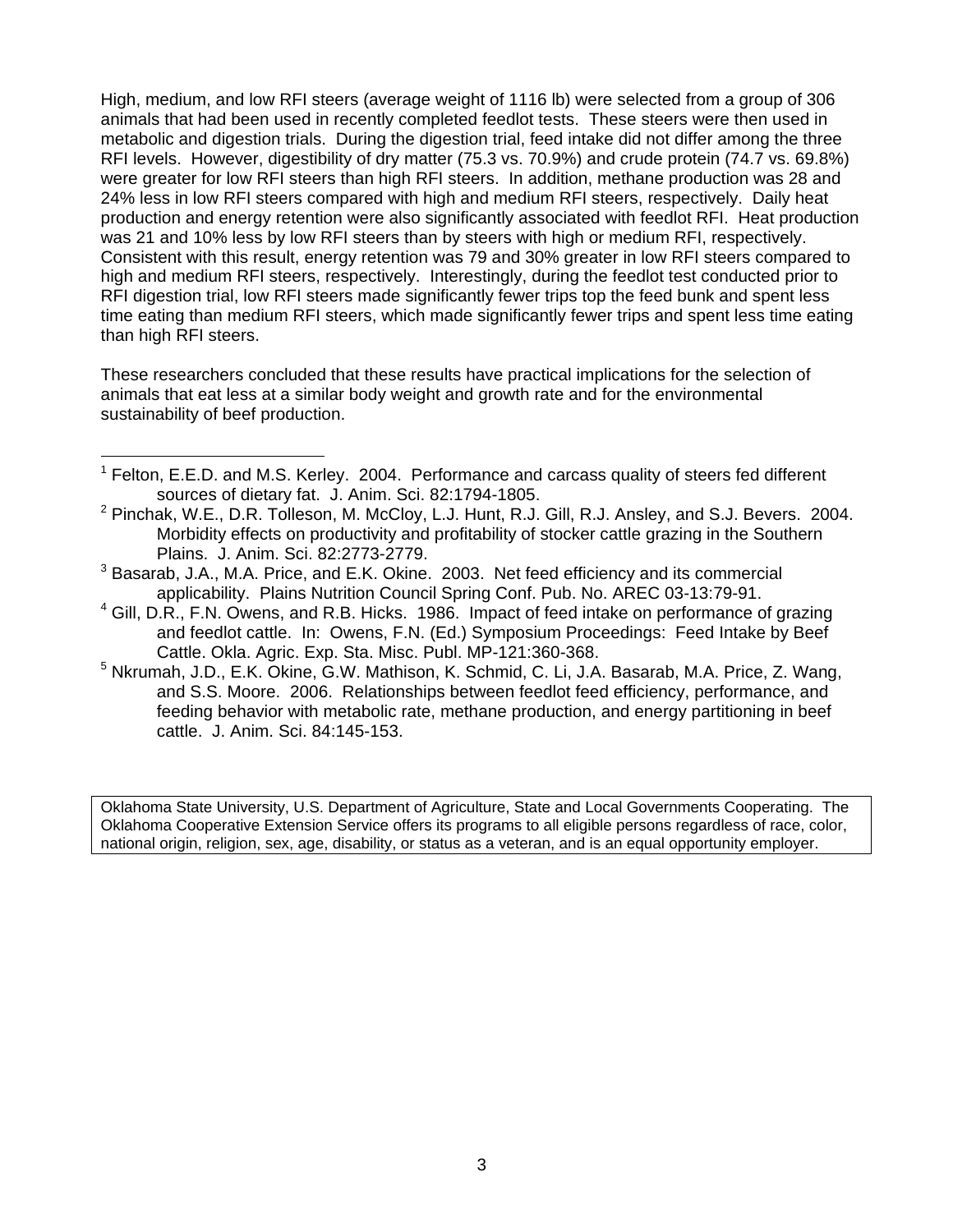High, medium, and low RFI steers (average weight of 1116 lb) were selected from a group of 306 animals that had been used in recently completed feedlot tests. These steers were then used in metabolic and digestion trials. During the digestion trial, feed intake did not differ among the three RFI levels. However, digestibility of dry matter (75.3 vs. 70.9%) and crude protein (74.7 vs. 69.8%) were greater for low RFI steers than high RFI steers. In addition, methane production was 28 and 24% less in low RFI steers compared with high and medium RFI steers, respectively. Daily heat production and energy retention were also significantly associated with feedlot RFI. Heat production was 21 and 10% less by low RFI steers than by steers with high or medium RFI, respectively. Consistent with this result, energy retention was 79 and 30% greater in low RFI steers compared to high and medium RFI steers, respectively. Interestingly, during the feedlot test conducted prior to RFI digestion trial, low RFI steers made significantly fewer trips top the feed bunk and spent less time eating than medium RFI steers, which made significantly fewer trips and spent less time eating than high RFI steers.

These researchers concluded that these results have practical implications for the selection of animals that eat less at a similar body weight and growth rate and for the environmental sustainability of beef production.

---

[1] Felton, E.E.D. and M.S. Kerley. 2004. Performance and carcass quality of steers fed different sources of dietary fat. J. Anim. Sci. 82:1794-1805.

[2] Pinchak, W.E., D.R. Tolleson, M. McCloy, L.J. Hunt, R.J. Gill, R.J. Ansley, and S.J. Bevers. 2004. Morbidity effects on productivity and profitability of stocker cattle grazing in the Southern Plains. J. Anim. Sci. 82:2773-2779.

[3] Basarab, J.A., M.A. Price, and E.K. Okine. 2003. Net feed efficiency and its commercial applicability. Plains Nutrition Council Spring Conf. Pub. No. AREC 03-13:79-91.

[4] Gill, D.R., F.N. Owens, and R.B. Hicks. 1986. Impact of feed intake on performance of grazing and feedlot cattle. In: Owens, F.N. (Ed.) Symposium Proceedings: Feed Intake by Beef Cattle. Okla. Agric. Exp. Sta. Misc. Publ. MP-121:360-368.

[5] Nkrumah, J.D., E.K. Okine, G.W. Mathison, K. Schmid, C. Li, J.A. Basarab, M.A. Price, Z. Wang, and S.S. Moore. 2006. Relationships between feedlot feed efficiency, performance, and feeding behavior with metabolic rate, methane production, and energy partitioning in beef cattle. J. Anim. Sci. 84:145-153.

Oklahoma State University, U.S. Department of Agriculture, State and Local Governments Cooperating. The Oklahoma Cooperative Extension Service offers its programs to all eligible persons regardless of race, color, national origin, religion, sex, age, disability, or status as a veteran, and is an equal opportunity employer.